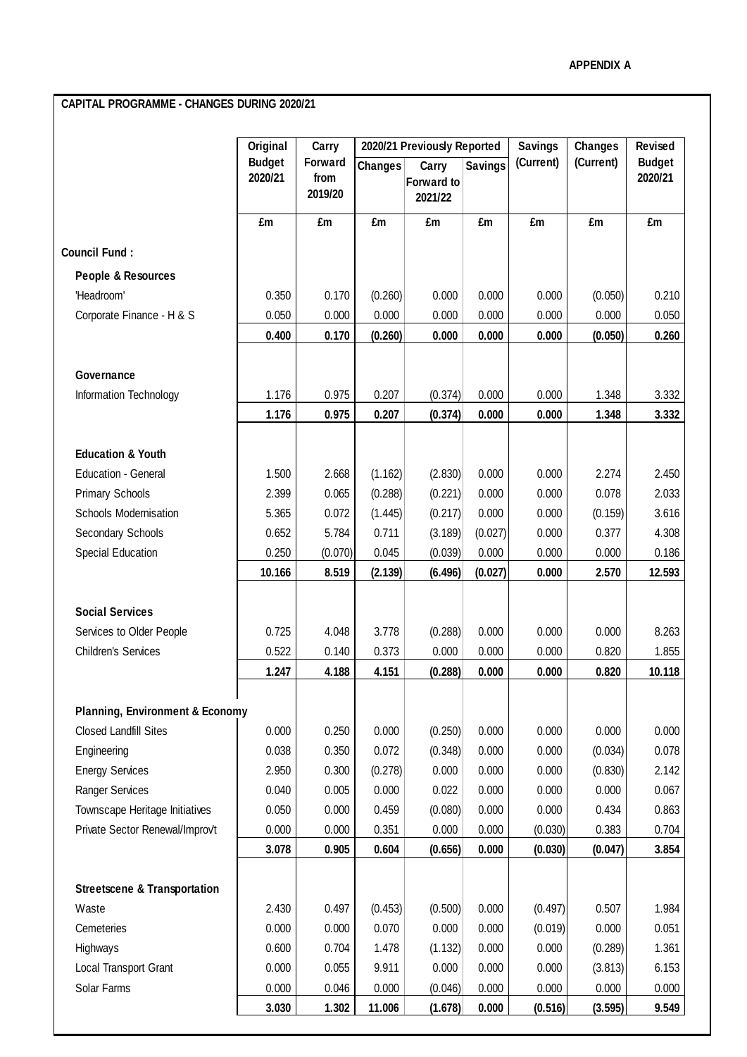APPENDIX A

**CAPITAL PROGRAMME - CHANGES DURING 2020/21**

| | Original Budget 2020/21 | Carry Forward from 2019/20 | 2020/21 Previously Reported | | | Savings (Current) | Changes (Current) | Revised Budget 2020/21 |
|---|---|---|---|---|---|---|---|---|
| | | | Changes | Carry Forward to 2021/22 | Savings | | | |
| | £m | £m | £m | £m | £m | £m | £m | £m |
| **Council Fund :** | | | | | | | | |
| **People & Resources** | | | | | | | | |
| 'Headroom' | 0.350 | 0.170 | (0.260) | 0.000 | 0.000 | 0.000 | (0.050) | 0.210 |
| Corporate Finance - H & S | 0.050 | 0.000 | 0.000 | 0.000 | 0.000 | 0.000 | 0.000 | 0.050 |
| | **0.400** | **0.170** | **(0.260)** | **0.000** | **0.000** | **0.000** | **(0.050)** | **0.260** |
| **Governance** | | | | | | | | |
| Information Technology | 1.176 | 0.975 | 0.207 | (0.374) | 0.000 | 0.000 | 1.348 | 3.332 |
| | **1.176** | **0.975** | **0.207** | **(0.374)** | **0.000** | **0.000** | **1.348** | **3.332** |
| **Education & Youth** | | | | | | | | |
| Education - General | 1.500 | 2.668 | (1.162) | (2.830) | 0.000 | 0.000 | 2.274 | 2.450 |
| Primary Schools | 2.399 | 0.065 | (0.288) | (0.221) | 0.000 | 0.000 | 0.078 | 2.033 |
| Schools Modernisation | 5.365 | 0.072 | (1.445) | (0.217) | 0.000 | 0.000 | (0.159) | 3.616 |
| Secondary Schools | 0.652 | 5.784 | 0.711 | (3.189) | (0.027) | 0.000 | 0.377 | 4.308 |
| Special Education | 0.250 | (0.070) | 0.045 | (0.039) | 0.000 | 0.000 | 0.000 | 0.186 |
| | **10.166** | **8.519** | **(2.139)** | **(6.496)** | **(0.027)** | **0.000** | **2.570** | **12.593** |
| **Social Services** | | | | | | | | |
| Services to Older People | 0.725 | 4.048 | 3.778 | (0.288) | 0.000 | 0.000 | 0.000 | 8.263 |
| Children's Services | 0.522 | 0.140 | 0.373 | 0.000 | 0.000 | 0.000 | 0.820 | 1.855 |
| | **1.247** | **4.188** | **4.151** | **(0.288)** | **0.000** | **0.000** | **0.820** | **10.118** |
| **Planning, Environment & Economy** | | | | | | | | |
| Closed Landfill Sites | 0.000 | 0.250 | 0.000 | (0.250) | 0.000 | 0.000 | 0.000 | 0.000 |
| Engineering | 0.038 | 0.350 | 0.072 | (0.348) | 0.000 | 0.000 | (0.034) | 0.078 |
| Energy Services | 2.950 | 0.300 | (0.278) | 0.000 | 0.000 | 0.000 | (0.830) | 2.142 |
| Ranger Services | 0.040 | 0.005 | 0.000 | 0.022 | 0.000 | 0.000 | 0.000 | 0.067 |
| Townscape Heritage Initiatives | 0.050 | 0.000 | 0.459 | (0.080) | 0.000 | 0.000 | 0.434 | 0.863 |
| Private Sector Renewal/Improv't | 0.000 | 0.000 | 0.351 | 0.000 | 0.000 | (0.030) | 0.383 | 0.704 |
| | **3.078** | **0.905** | **0.604** | **(0.656)** | **0.000** | **(0.030)** | **(0.047)** | **3.854** |
| **Streetscene & Transportation** | | | | | | | | |
| Waste | 2.430 | 0.497 | (0.453) | (0.500) | 0.000 | (0.497) | 0.507 | 1.984 |
| Cemeteries | 0.000 | 0.000 | 0.070 | 0.000 | 0.000 | (0.019) | 0.000 | 0.051 |
| Highways | 0.600 | 0.704 | 1.478 | (1.132) | 0.000 | 0.000 | (0.289) | 1.361 |
| Local Transport Grant | 0.000 | 0.055 | 9.911 | 0.000 | 0.000 | 0.000 | (3.813) | 6.153 |
| Solar Farms | 0.000 | 0.046 | 0.000 | (0.046) | 0.000 | 0.000 | 0.000 | 0.000 |
| | **3.030** | **1.302** | **11.006** | **(1.678)** | **0.000** | **(0.516)** | **(3.595)** | **9.549** |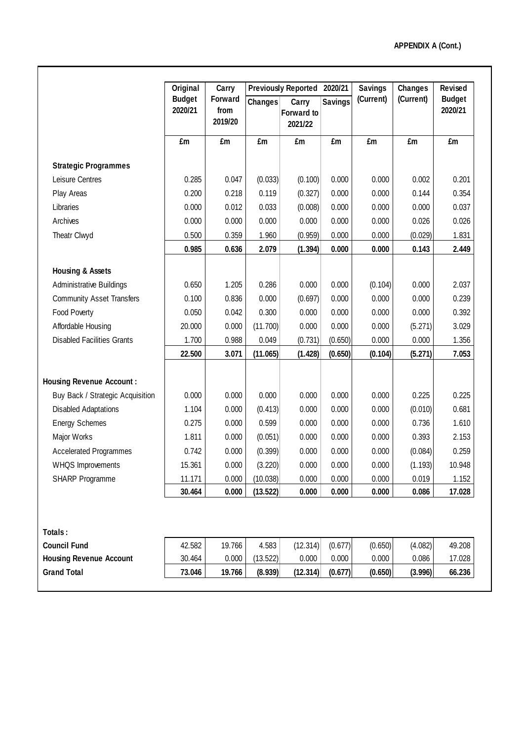**APPENDIX A (Cont.)**

| | Original Budget 2020/21 | Carry Forward from 2019/20 | Previously Reported Changes | Carry Forward to 2021/22 | 2020/21 Savings | Savings (Current) | Changes (Current) | Revised Budget 2020/21 |
|---|---|---|---|---|---|---|---|---|
| | £m | £m | £m | £m | £m | £m | £m | £m |
| **Strategic Programmes** | | | | | | | | |
| Leisure Centres | 0.285 | 0.047 | (0.033) | (0.100) | 0.000 | 0.000 | 0.002 | 0.201 |
| Play Areas | 0.200 | 0.218 | 0.119 | (0.327) | 0.000 | 0.000 | 0.144 | 0.354 |
| Libraries | 0.000 | 0.012 | 0.033 | (0.008) | 0.000 | 0.000 | 0.000 | 0.037 |
| Archives | 0.000 | 0.000 | 0.000 | 0.000 | 0.000 | 0.000 | 0.026 | 0.026 |
| Theatr Clwyd | 0.500 | 0.359 | 1.960 | (0.959) | 0.000 | 0.000 | (0.029) | 1.831 |
| | **0.985** | **0.636** | **2.079** | **(1.394)** | **0.000** | **0.000** | **0.143** | **2.449** |
| **Housing & Assets** | | | | | | | | |
| Administrative Buildings | 0.650 | 1.205 | 0.286 | 0.000 | 0.000 | (0.104) | 0.000 | 2.037 |
| Community Asset Transfers | 0.100 | 0.836 | 0.000 | (0.697) | 0.000 | 0.000 | 0.000 | 0.239 |
| Food Poverty | 0.050 | 0.042 | 0.300 | 0.000 | 0.000 | 0.000 | 0.000 | 0.392 |
| Affordable Housing | 20.000 | 0.000 | (11.700) | 0.000 | 0.000 | 0.000 | (5.271) | 3.029 |
| Disabled Facilities Grants | 1.700 | 0.988 | 0.049 | (0.731) | (0.650) | 0.000 | 0.000 | 1.356 |
| | **22.500** | **3.071** | **(11.065)** | **(1.428)** | **(0.650)** | **(0.104)** | **(5.271)** | **7.053** |
| **Housing Revenue Account :** | | | | | | | | |
| Buy Back / Strategic Acquisition | 0.000 | 0.000 | 0.000 | 0.000 | 0.000 | 0.000 | 0.225 | 0.225 |
| Disabled Adaptations | 1.104 | 0.000 | (0.413) | 0.000 | 0.000 | 0.000 | (0.010) | 0.681 |
| Energy Schemes | 0.275 | 0.000 | 0.599 | 0.000 | 0.000 | 0.000 | 0.736 | 1.610 |
| Major Works | 1.811 | 0.000 | (0.051) | 0.000 | 0.000 | 0.000 | 0.393 | 2.153 |
| Accelerated Programmes | 0.742 | 0.000 | (0.399) | 0.000 | 0.000 | 0.000 | (0.084) | 0.259 |
| WHQS Improvements | 15.361 | 0.000 | (3.220) | 0.000 | 0.000 | 0.000 | (1.193) | 10.948 |
| SHARP Programme | 11.171 | 0.000 | (10.038) | 0.000 | 0.000 | 0.000 | 0.019 | 1.152 |
| | **30.464** | **0.000** | **(13.522)** | **0.000** | **0.000** | **0.000** | **0.086** | **17.028** |
| **Totals :** | | | | | | | | |
| **Council Fund** | 42.582 | 19.766 | 4.583 | (12.314) | (0.677) | (0.650) | (4.082) | 49.208 |
| **Housing Revenue Account** | 30.464 | 0.000 | (13.522) | 0.000 | 0.000 | 0.000 | 0.086 | 17.028 |
| **Grand Total** | **73.046** | **19.766** | **(8.939)** | **(12.314)** | **(0.677)** | **(0.650)** | **(3.996)** | **66.236** |